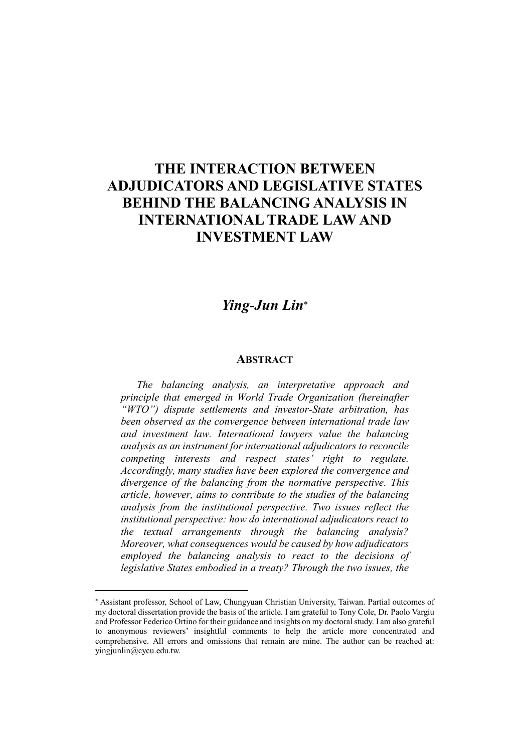# THE INTERACTION BETWEEN ADJUDICATORS AND LEGISLATIVE STATES BEHIND THE BALANCING ANALYSIS IN INTERNATIONAL TRADE LAW AND INVESTMENT LAW

***Ying-Jun Lin****

## ABSTRACT

*The balancing analysis, an interpretative approach and principle that emerged in World Trade Organization (hereinafter "WTO") dispute settlements and investor-State arbitration, has been observed as the convergence between international trade law and investment law. International lawyers value the balancing analysis as an instrument for international adjudicators to reconcile competing interests and respect states' right to regulate. Accordingly, many studies have been explored the convergence and divergence of the balancing from the normative perspective. This article, however, aims to contribute to the studies of the balancing analysis from the institutional perspective. Two issues reflect the institutional perspective: how do international adjudicators react to the textual arrangements through the balancing analysis? Moreover, what consequences would be caused by how adjudicators employed the balancing analysis to react to the decisions of legislative States embodied in a treaty? Through the two issues, the*

---

\* Assistant professor, School of Law, Chungyuan Christian University, Taiwan. Partial outcomes of my doctoral dissertation provide the basis of the article. I am grateful to Tony Cole, Dr. Paolo Vargiu and Professor Federico Ortino for their guidance and insights on my doctoral study. I am also grateful to anonymous reviewers' insightful comments to help the article more concentrated and comprehensive. All errors and omissions that remain are mine. The author can be reached at: yingjunlin@cycu.edu.tw.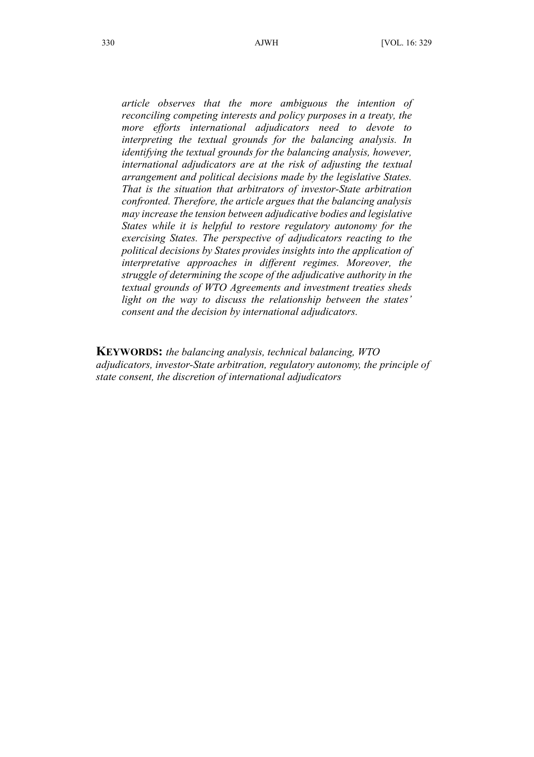*article observes that the more ambiguous the intention of reconciling competing interests and policy purposes in a treaty, the more efforts international adjudicators need to devote to interpreting the textual grounds for the balancing analysis. In identifying the textual grounds for the balancing analysis, however, international adjudicators are at the risk of adjusting the textual arrangement and political decisions made by the legislative States. That is the situation that arbitrators of investor-State arbitration confronted. Therefore, the article argues that the balancing analysis may increase the tension between adjudicative bodies and legislative States while it is helpful to restore regulatory autonomy for the exercising States. The perspective of adjudicators reacting to the political decisions by States provides insights into the application of interpretative approaches in different regimes. Moreover, the struggle of determining the scope of the adjudicative authority in the textual grounds of WTO Agreements and investment treaties sheds light on the way to discuss the relationship between the states' consent and the decision by international adjudicators.*

**KEYWORDS:** *the balancing analysis, technical balancing, WTO adjudicators, investor-State arbitration, regulatory autonomy, the principle of state consent, the discretion of international adjudicators*